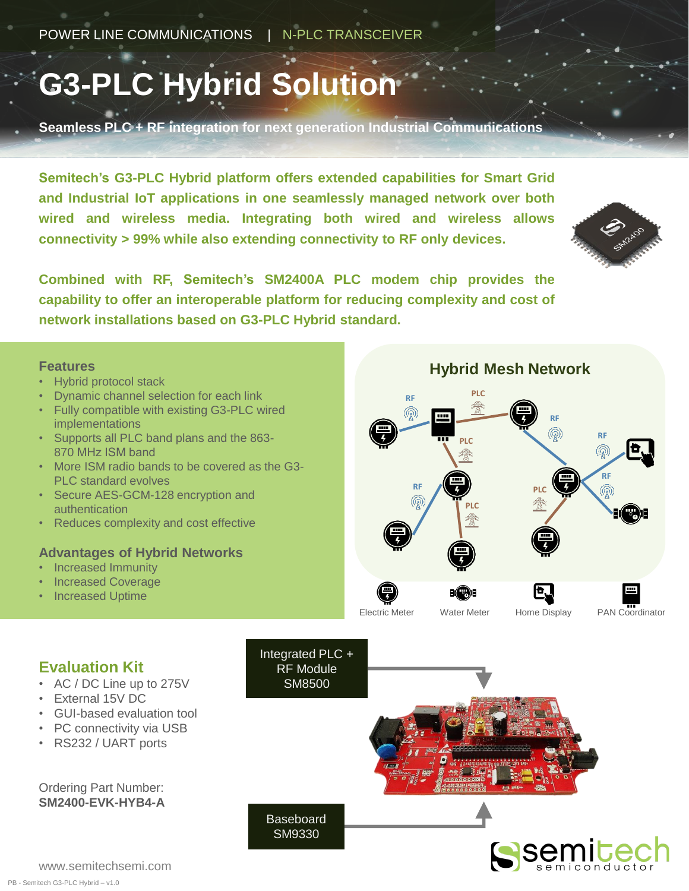POWER LINE COMMUNICATIONS | N-PLC TRANSCEIVER

# G3-PLC Hybrid Solution

**Seamless PLC + RF integration for next generation Industrial Communications**

**Semitech's G3-PLC Hybrid platform offers extended capabilities for Smart Grid and Industrial IoT applications in one seamlessly managed network over both wired and wireless media. Integrating both wired and wireless allows connectivity > 99% while also extending connectivity to RF only devices.**

**Combined with RF, Semitech's SM2400A PLC modem chip provides the capability to offer an interoperable platform for reducing complexity and cost of network installations based on G3-PLC Hybrid standard.**

## Features

- Hybrid protocol stack
- Dynamic channel selection for each link
- Fully compatible with existing G3-PLC wired implementations
- Supports all PLC band plans and the 863-870 MHz ISM band
- More ISM radio bands to be covered as the G3-PLC standard evolves
- Secure AES-GCM-128 encryption and authentication
- Reduces complexity and cost effective

## Advantages of Hybrid Networks

- Increased Immunity
- Increased Coverage
- Increased Uptime

## Hybrid Mesh Network

RF PLC RF RF PLC RF RF PLC PLC

Electric Meter | Water Meter | Home Display | PAN Coordinator

## Evaluation Kit

- AC / DC Line up to 275V
- External 15V DC
- GUI-based evaluation tool
- PC connectivity via USB
- RS232 / UART ports

Ordering Part Number:
**SM2400-EVK-HYB4-A**

Integrated PLC + RF Module SM8500

Baseboard SM9330

www.semitechsemi.com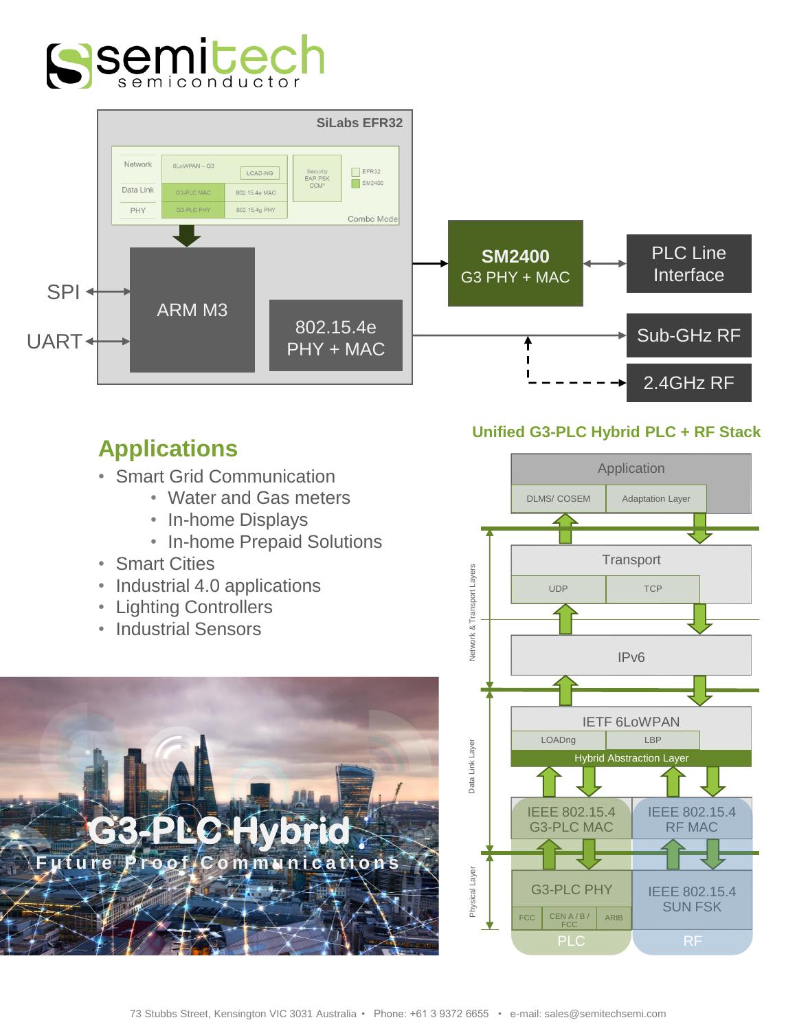semitech semiconductor

SiLabs EFR32

Network
Data Link
PHY

6LoWPAN – G3
LOAD-NG
G3-PLC MAC
802.15.4e MAC
G3-PLC PHY
802.15.4g PHY
Security EAP-PSK CCM*
EFR32
SM2400
Combo Mode

ARM M3

802.15.4e PHY + MAC

SPI

UART

**SM2400**
G3 PHY + MAC

PLC Line Interface

Sub-GHz RF

2.4GHz RF

## Applications

- Smart Grid Communication
  - Water and Gas meters
  - In-home Displays
  - In-home Prepaid Solutions
- Smart Cities
- Industrial 4.0 applications
- Lighting Controllers
- Industrial Sensors

G3-PLC Hybrid

Future Proof Communications

### Unified G3-PLC Hybrid PLC + RF Stack

Network & Transport Layers
Data Link Layer
Physical Layer

Application
DLMS/ COSEM
Adaptation Layer

Transport
UDP
TCP

IPv6

IETF 6LoWPAN
LOADng
LBP
Hybrid Abstraction Layer

IEEE 802.15.4 G3-PLC MAC
IEEE 802.15.4 RF MAC

G3-PLC PHY
FCC
CEN A / B / FCC
ARIB
IEEE 802.15.4 SUN FSK

PLC
RF

73 Stubbs Street, Kensington VIC 3031 Australia • Phone: +61 3 9372 6655 • e-mail: sales@semitechsemi.com